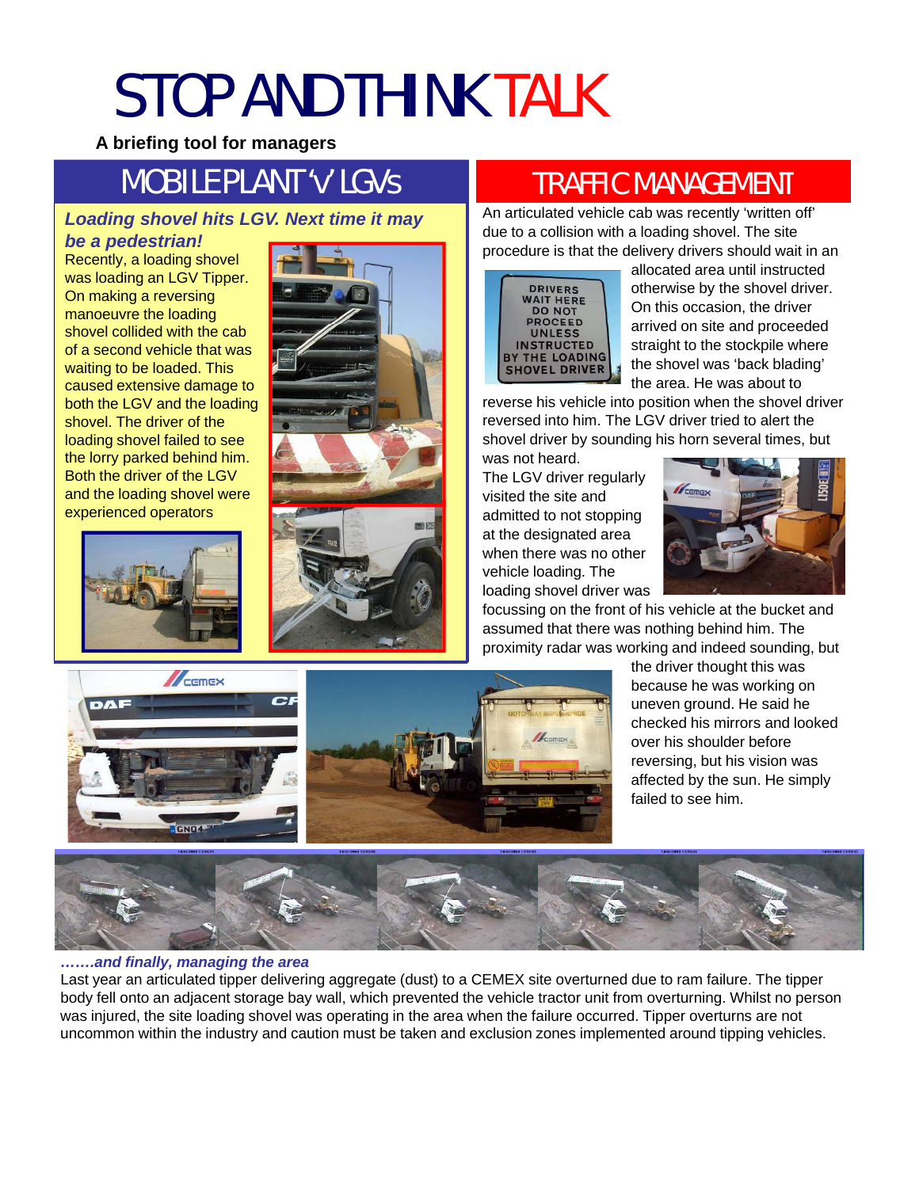# STOP AND THINK TALK

**A briefing tool for managers**

## MOBILE PLANT 'V' LGVs

### *Loading shovel hits LGV. Next time it may be a pedestrian!*

Recently, a loading shovel was loading an LGV Tipper. On making a reversing manoeuvre the loading shovel collided with the cab of a second vehicle that was waiting to be loaded. This caused extensive damage to both the LGV and the loading shovel. The driver of the loading shovel failed to see the lorry parked behind him. Both the driver of the LGV and the loading shovel were experienced operators

## TRAFFIC MANAGEMENT

An articulated vehicle cab was recently 'written off' due to a collision with a loading shovel. The site procedure is that the delivery drivers should wait in an allocated area until instructed otherwise by the shovel driver. On this occasion, the driver arrived on site and proceeded straight to the stockpile where the shovel was 'back blading' the area. He was about to reverse his vehicle into position when the shovel driver reversed into him. The LGV driver tried to alert the shovel driver by sounding his horn several times, but was not heard.

DRIVERS WAIT HERE DO NOT PROCEED UNLESS INSTRUCTED BY THE LOADING SHOVEL DRIVER

The LGV driver regularly visited the site and admitted to not stopping at the designated area when there was no other vehicle loading. The loading shovel driver was focussing on the front of his vehicle at the bucket and assumed that there was nothing behind him. The proximity radar was working and indeed sounding, but the driver thought this was because he was working on uneven ground. He said he checked his mirrors and looked over his shoulder before reversing, but his vision was affected by the sun. He simply failed to see him.

### *…….and finally, managing the area*

Last year an articulated tipper delivering aggregate (dust) to a CEMEX site overturned due to ram failure. The tipper body fell onto an adjacent storage bay wall, which prevented the vehicle tractor unit from overturning. Whilst no person was injured, the site loading shovel was operating in the area when the failure occurred. Tipper overturns are not uncommon within the industry and caution must be taken and exclusion zones implemented around tipping vehicles.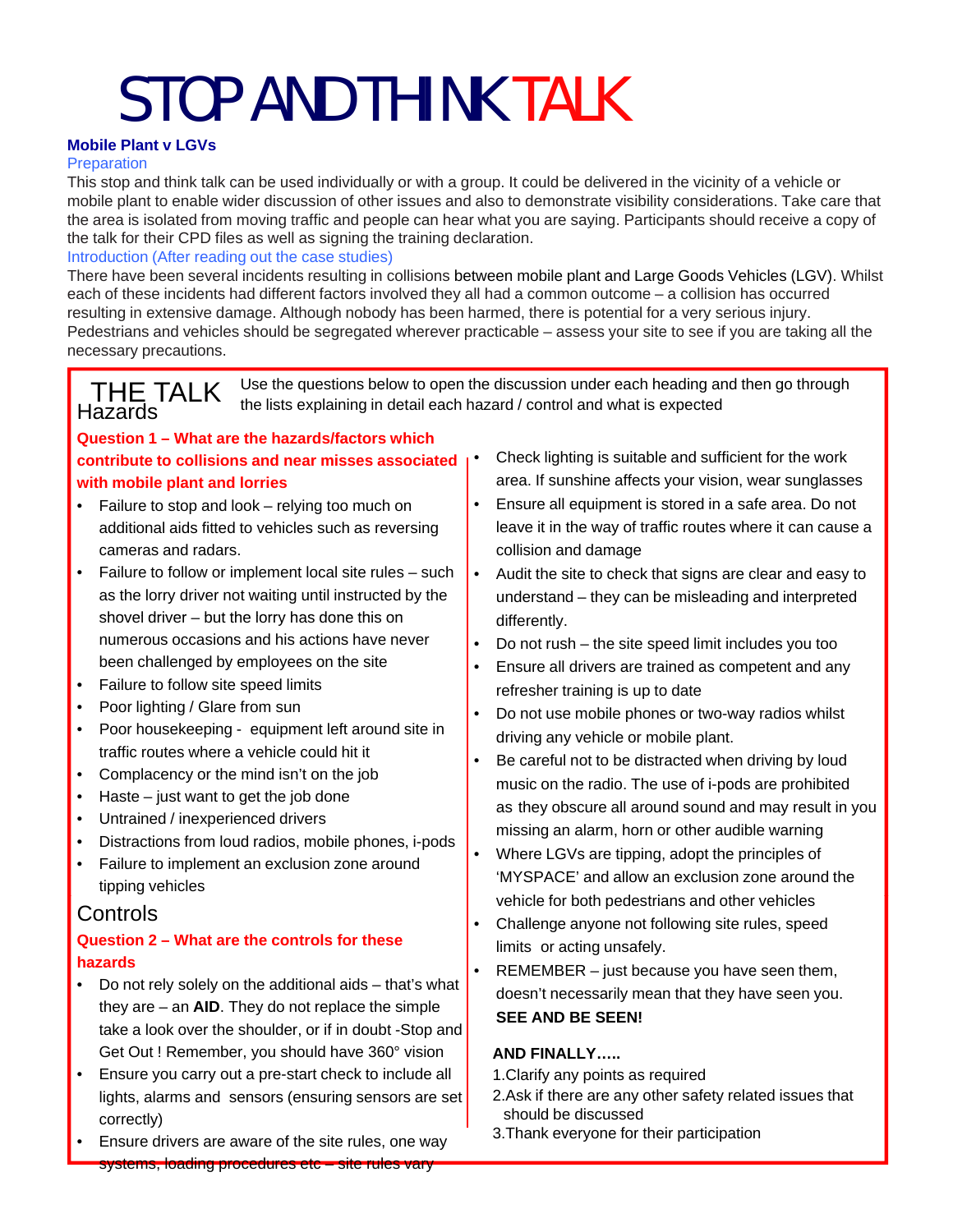# STOP AND THINK TALK

**Mobile Plant v LGVs**

### Preparation

This stop and think talk can be used individually or with a group. It could be delivered in the vicinity of a vehicle or mobile plant to enable wider discussion of other issues and also to demonstrate visibility considerations. Take care that the area is isolated from moving traffic and people can hear what you are saying. Participants should receive a copy of the talk for their CPD files as well as signing the training declaration.

### Introduction (After reading out the case studies)

There have been several incidents resulting in collisions between mobile plant and Large Goods Vehicles (LGV). Whilst each of these incidents had different factors involved they all had a common outcome – a collision has occurred resulting in extensive damage. Although nobody has been harmed, there is potential for a very serious injury. Pedestrians and vehicles should be segregated wherever practicable – assess your site to see if you are taking all the necessary precautions.

## THE TALK

Use the questions below to open the discussion under each heading and then go through the lists explaining in detail each hazard / control and what is expected

### Hazards

**Question 1 – What are the hazards/factors which contribute to collisions and near misses associated with mobile plant and lorries**

- Failure to stop and look – relying too much on additional aids fitted to vehicles such as reversing cameras and radars.
- Failure to follow or implement local site rules – such as the lorry driver not waiting until instructed by the shovel driver – but the lorry has done this on numerous occasions and his actions have never been challenged by employees on the site
- Failure to follow site speed limits
- Poor lighting / Glare from sun
- Poor housekeeping - equipment left around site in traffic routes where a vehicle could hit it
- Complacency or the mind isn't on the job
- Haste – just want to get the job done
- Untrained / inexperienced drivers
- Distractions from loud radios, mobile phones, i-pods
- Failure to implement an exclusion zone around tipping vehicles

### Controls

**Question 2 – What are the controls for these hazards**

- Do not rely solely on the additional aids – that's what they are – an **AID**. They do not replace the simple take a look over the shoulder, or if in doubt -Stop and Get Out ! Remember, you should have 360° vision
- Ensure you carry out a pre-start check to include all lights, alarms and sensors (ensuring sensors are set correctly)
- Ensure drivers are aware of the site rules, one way systems, loading procedures etc – site rules vary
- Check lighting is suitable and sufficient for the work area. If sunshine affects your vision, wear sunglasses
- Ensure all equipment is stored in a safe area. Do not leave it in the way of traffic routes where it can cause a collision and damage
- Audit the site to check that signs are clear and easy to understand – they can be misleading and interpreted differently.
- Do not rush – the site speed limit includes you too
- Ensure all drivers are trained as competent and any refresher training is up to date
- Do not use mobile phones or two-way radios whilst driving any vehicle or mobile plant.
- Be careful not to be distracted when driving by loud music on the radio. The use of i-pods are prohibited as they obscure all around sound and may result in you missing an alarm, horn or other audible warning
- Where LGVs are tipping, adopt the principles of 'MYSPACE' and allow an exclusion zone around the vehicle for both pedestrians and other vehicles
- Challenge anyone not following site rules, speed limits or acting unsafely.
- REMEMBER – just because you have seen them, doesn't necessarily mean that they have seen you.
  **SEE AND BE SEEN!**

**AND FINALLY…..**

1. Clarify any points as required
2. Ask if there are any other safety related issues that should be discussed
3. Thank everyone for their participation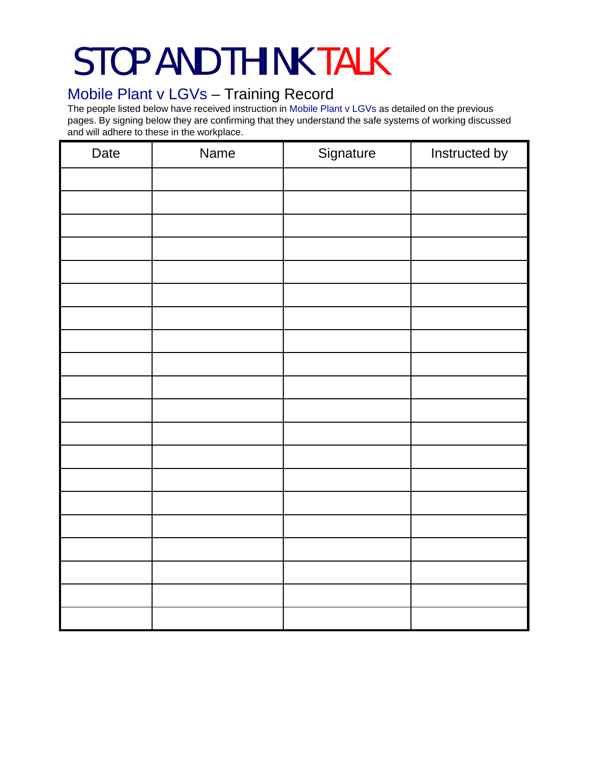# STOP AND THINK TALK

## Mobile Plant v LGVs – Training Record

The people listed below have received instruction in Mobile Plant v LGVs as detailed on the previous pages. By signing below they are confirming that they understand the safe systems of working discussed and will adhere to these in the workplace.

| Date | Name | Signature | Instructed by |
|---|---|---|---|
| | | | |
| | | | |
| | | | |
| | | | |
| | | | |
| | | | |
| | | | |
| | | | |
| | | | |
| | | | |
| | | | |
| | | | |
| | | | |
| | | | |
| | | | |
| | | | |
| | | | |
| | | | |
| | | | |
| | | | |